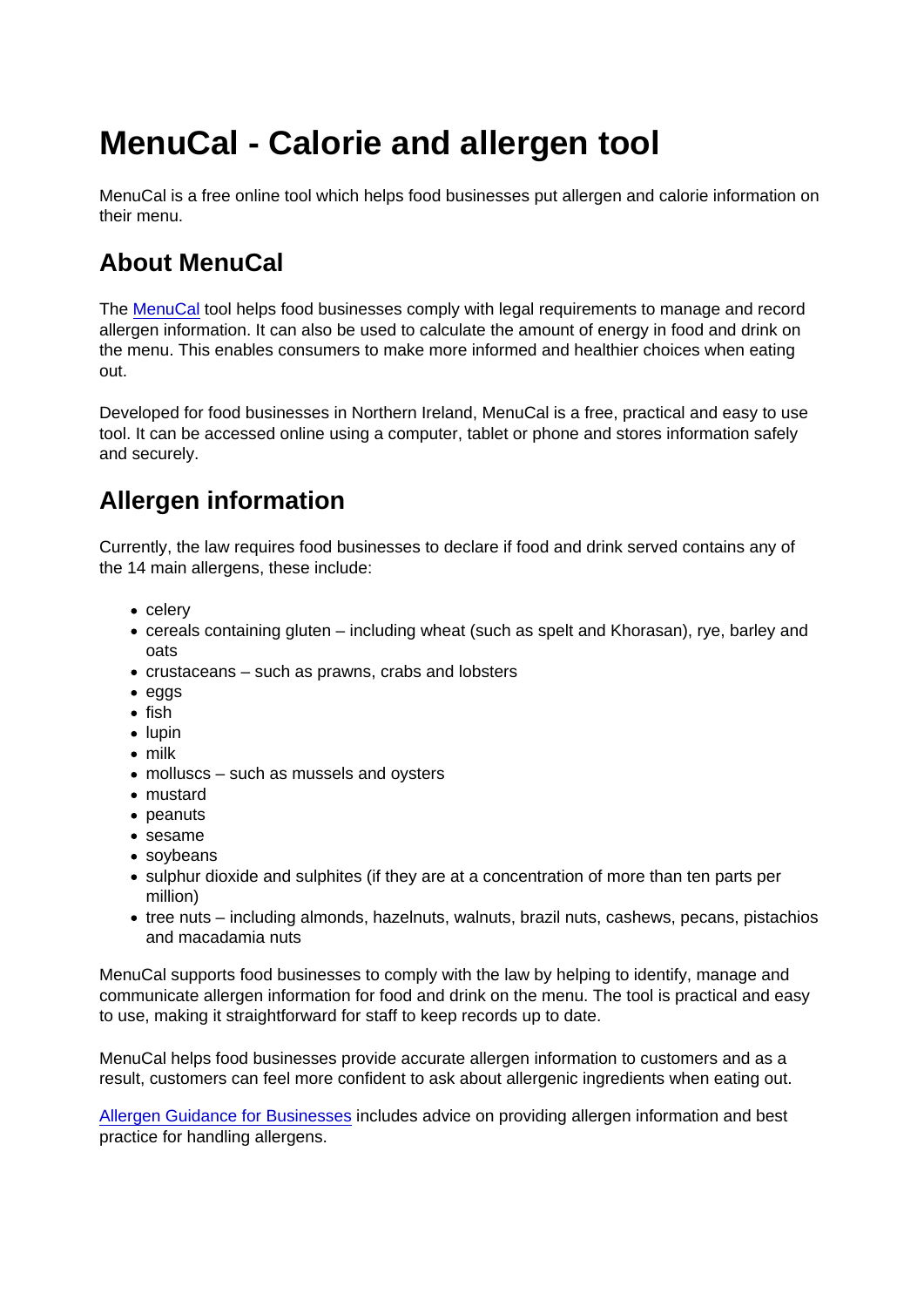# MenuCal - Calorie and allergen tool

MenuCal is a free online tool which helps food businesses put allergen and calorie information on their menu.

## About MenuCal

The MenuCal tool helps food businesses comply with legal requirements to manage and record allergen information. It can also be used to calculate the amount of energy in food and drink on the menu. This enables consumers to make more informed and healthier choices when eating out.

Developed for food businesses in Northern Ireland, MenuCal is a free, practical and easy to use tool. It can be accessed online using a computer, tablet or phone and stores information safely and securely.

## Allergen information

Currently, the law requires food businesses to declare if food and drink served contains any of the 14 main allergens, these include:

- celery
- cereals containing gluten – including wheat (such as spelt and Khorasan), rye, barley and oats
- crustaceans – such as prawns, crabs and lobsters
- eggs
- fish
- lupin
- milk
- molluscs – such as mussels and oysters
- mustard
- peanuts
- sesame
- soybeans
- sulphur dioxide and sulphites (if they are at a concentration of more than ten parts per million)
- tree nuts – including almonds, hazelnuts, walnuts, brazil nuts, cashews, pecans, pistachios and macadamia nuts

MenuCal supports food businesses to comply with the law by helping to identify, manage and communicate allergen information for food and drink on the menu. The tool is practical and easy to use, making it straightforward for staff to keep records up to date.

MenuCal helps food businesses provide accurate allergen information to customers and as a result, customers can feel more confident to ask about allergenic ingredients when eating out.

Allergen Guidance for Businesses includes advice on providing allergen information and best practice for handling allergens.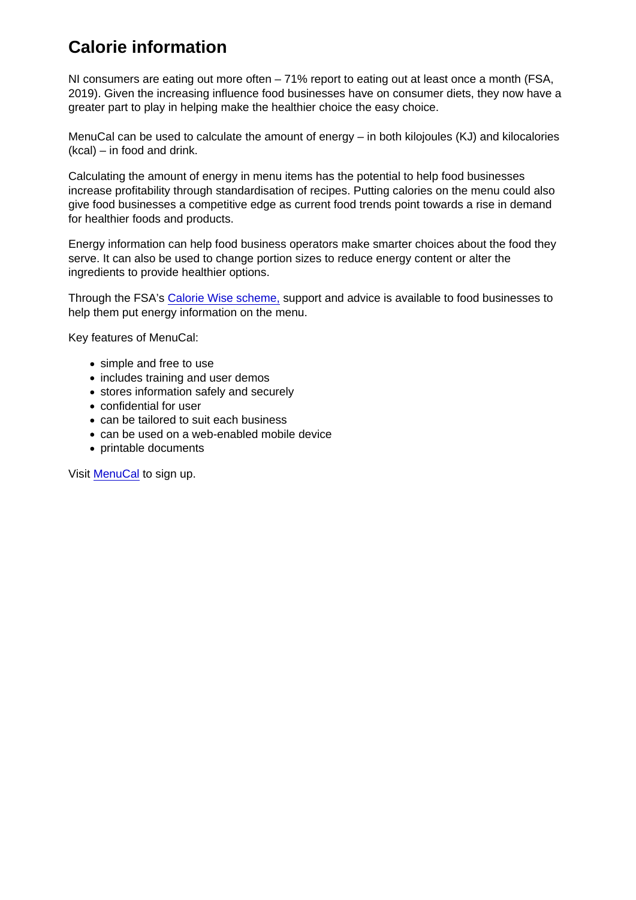## Calorie information

NI consumers are eating out more often – 71% report to eating out at least once a month (FSA, 2019). Given the increasing influence food businesses have on consumer diets, they now have a greater part to play in helping make the healthier choice the easy choice.

MenuCal can be used to calculate the amount of energy – in both kilojoules (KJ) and kilocalories (kcal) – in food and drink.

Calculating the amount of energy in menu items has the potential to help food businesses increase profitability through standardisation of recipes. Putting calories on the menu could also give food businesses a competitive edge as current food trends point towards a rise in demand for healthier foods and products.

Energy information can help food business operators make smarter choices about the food they serve. It can also be used to change portion sizes to reduce energy content or alter the ingredients to provide healthier options.

Through the FSA's Calorie Wise scheme, support and advice is available to food businesses to help them put energy information on the menu.

Key features of MenuCal:

- simple and free to use
- includes training and user demos
- stores information safely and securely
- confidential for user
- can be tailored to suit each business
- can be used on a web-enabled mobile device
- printable documents

Visit MenuCal to sign up.